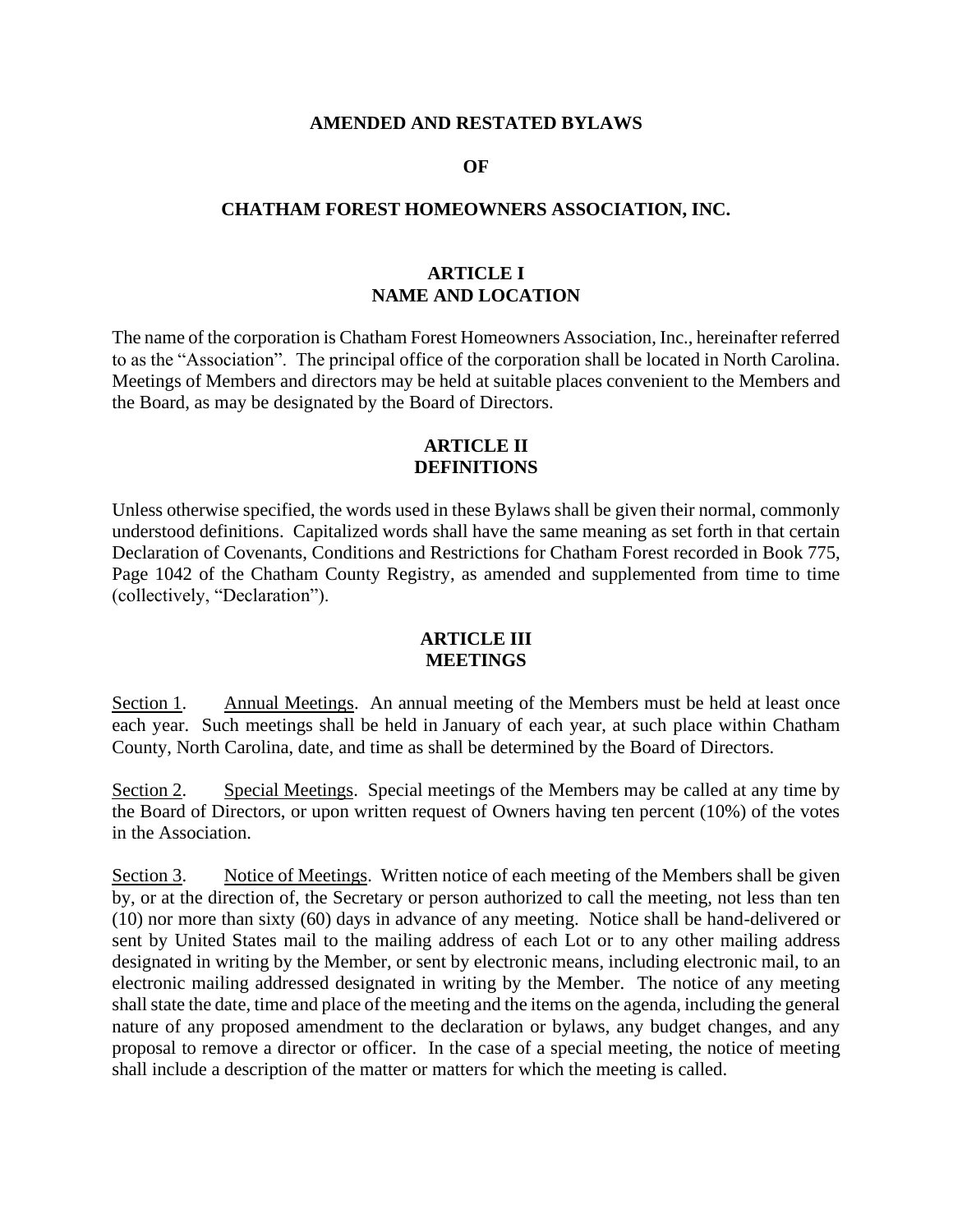# AMENDED AND RESTATED BYLAWS

# OF

# CHATHAM FOREST HOMEOWNERS ASSOCIATION, INC.

## ARTICLE I
## NAME AND LOCATION

The name of the corporation is Chatham Forest Homeowners Association, Inc., hereinafter referred to as the "Association". The principal office of the corporation shall be located in North Carolina. Meetings of Members and directors may be held at suitable places convenient to the Members and the Board, as may be designated by the Board of Directors.

## ARTICLE II
## DEFINITIONS

Unless otherwise specified, the words used in these Bylaws shall be given their normal, commonly understood definitions. Capitalized words shall have the same meaning as set forth in that certain Declaration of Covenants, Conditions and Restrictions for Chatham Forest recorded in Book 775, Page 1042 of the Chatham County Registry, as amended and supplemented from time to time (collectively, "Declaration").

## ARTICLE III
## MEETINGS

Section 1. Annual Meetings. An annual meeting of the Members must be held at least once each year. Such meetings shall be held in January of each year, at such place within Chatham County, North Carolina, date, and time as shall be determined by the Board of Directors.

Section 2. Special Meetings. Special meetings of the Members may be called at any time by the Board of Directors, or upon written request of Owners having ten percent (10%) of the votes in the Association.

Section 3. Notice of Meetings. Written notice of each meeting of the Members shall be given by, or at the direction of, the Secretary or person authorized to call the meeting, not less than ten (10) nor more than sixty (60) days in advance of any meeting. Notice shall be hand-delivered or sent by United States mail to the mailing address of each Lot or to any other mailing address designated in writing by the Member, or sent by electronic means, including electronic mail, to an electronic mailing addressed designated in writing by the Member. The notice of any meeting shall state the date, time and place of the meeting and the items on the agenda, including the general nature of any proposed amendment to the declaration or bylaws, any budget changes, and any proposal to remove a director or officer. In the case of a special meeting, the notice of meeting shall include a description of the matter or matters for which the meeting is called.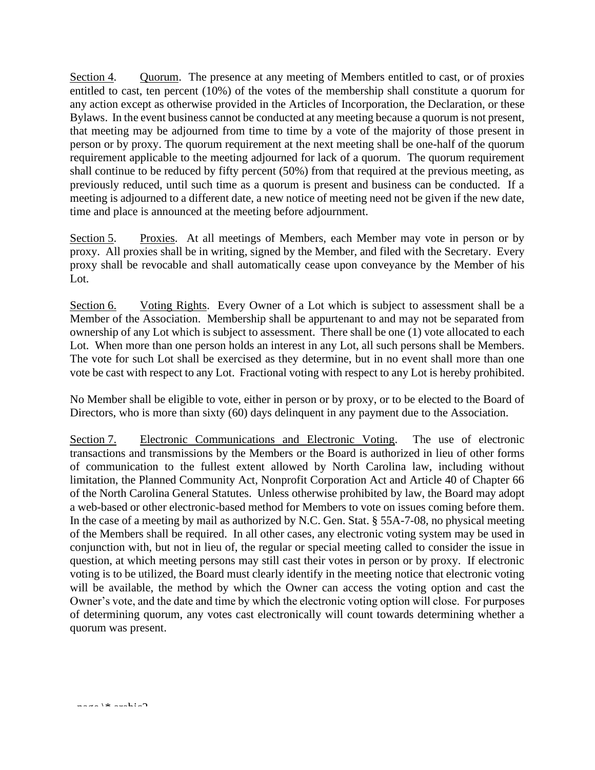<u>Section 4</u>. <u>Quorum</u>. The presence at any meeting of Members entitled to cast, or of proxies entitled to cast, ten percent (10%) of the votes of the membership shall constitute a quorum for any action except as otherwise provided in the Articles of Incorporation, the Declaration, or these Bylaws. In the event business cannot be conducted at any meeting because a quorum is not present, that meeting may be adjourned from time to time by a vote of the majority of those present in person or by proxy. The quorum requirement at the next meeting shall be one-half of the quorum requirement applicable to the meeting adjourned for lack of a quorum. The quorum requirement shall continue to be reduced by fifty percent (50%) from that required at the previous meeting, as previously reduced, until such time as a quorum is present and business can be conducted. If a meeting is adjourned to a different date, a new notice of meeting need not be given if the new date, time and place is announced at the meeting before adjournment.

<u>Section 5</u>. <u>Proxies</u>. At all meetings of Members, each Member may vote in person or by proxy. All proxies shall be in writing, signed by the Member, and filed with the Secretary. Every proxy shall be revocable and shall automatically cease upon conveyance by the Member of his Lot.

<u>Section 6.</u> <u>Voting Rights</u>. Every Owner of a Lot which is subject to assessment shall be a Member of the Association. Membership shall be appurtenant to and may not be separated from ownership of any Lot which is subject to assessment. There shall be one (1) vote allocated to each Lot. When more than one person holds an interest in any Lot, all such persons shall be Members. The vote for such Lot shall be exercised as they determine, but in no event shall more than one vote be cast with respect to any Lot. Fractional voting with respect to any Lot is hereby prohibited.

No Member shall be eligible to vote, either in person or by proxy, or to be elected to the Board of Directors, who is more than sixty (60) days delinquent in any payment due to the Association.

<u>Section 7.</u> <u>Electronic Communications and Electronic Voting</u>. The use of electronic transactions and transmissions by the Members or the Board is authorized in lieu of other forms of communication to the fullest extent allowed by North Carolina law, including without limitation, the Planned Community Act, Nonprofit Corporation Act and Article 40 of Chapter 66 of the North Carolina General Statutes. Unless otherwise prohibited by law, the Board may adopt a web-based or other electronic-based method for Members to vote on issues coming before them. In the case of a meeting by mail as authorized by N.C. Gen. Stat. § 55A-7-08, no physical meeting of the Members shall be required. In all other cases, any electronic voting system may be used in conjunction with, but not in lieu of, the regular or special meeting called to consider the issue in question, at which meeting persons may still cast their votes in person or by proxy. If electronic voting is to be utilized, the Board must clearly identify in the meeting notice that electronic voting will be available, the method by which the Owner can access the voting option and cast the Owner's vote, and the date and time by which the electronic voting option will close. For purposes of determining quorum, any votes cast electronically will count towards determining whether a quorum was present.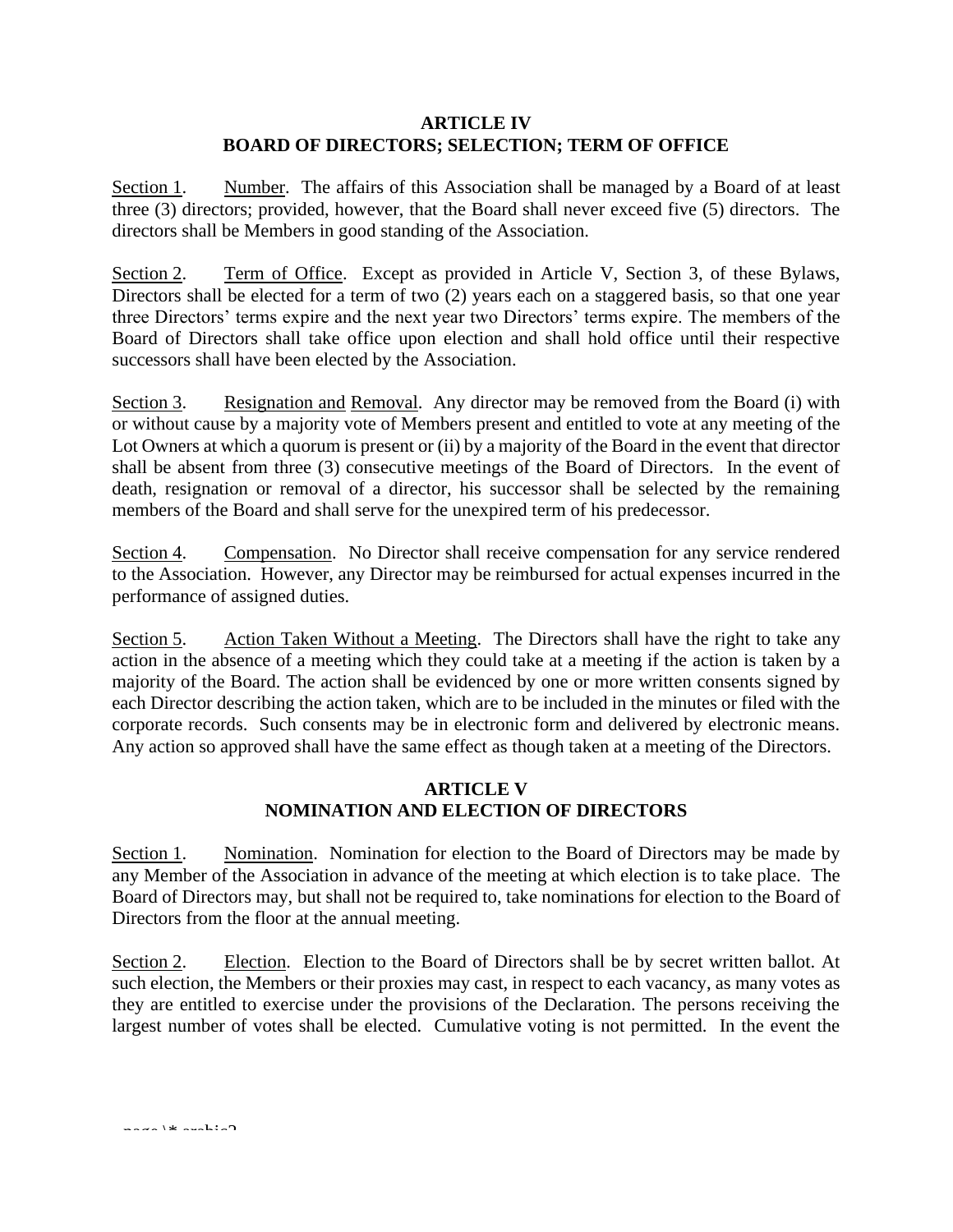## ARTICLE IV
## BOARD OF DIRECTORS; SELECTION; TERM OF OFFICE

Section 1. Number. The affairs of this Association shall be managed by a Board of at least three (3) directors; provided, however, that the Board shall never exceed five (5) directors. The directors shall be Members in good standing of the Association.

Section 2. Term of Office. Except as provided in Article V, Section 3, of these Bylaws, Directors shall be elected for a term of two (2) years each on a staggered basis, so that one year three Directors' terms expire and the next year two Directors' terms expire. The members of the Board of Directors shall take office upon election and shall hold office until their respective successors shall have been elected by the Association.

Section 3. Resignation and Removal. Any director may be removed from the Board (i) with or without cause by a majority vote of Members present and entitled to vote at any meeting of the Lot Owners at which a quorum is present or (ii) by a majority of the Board in the event that director shall be absent from three (3) consecutive meetings of the Board of Directors. In the event of death, resignation or removal of a director, his successor shall be selected by the remaining members of the Board and shall serve for the unexpired term of his predecessor.

Section 4. Compensation. No Director shall receive compensation for any service rendered to the Association. However, any Director may be reimbursed for actual expenses incurred in the performance of assigned duties.

Section 5. Action Taken Without a Meeting. The Directors shall have the right to take any action in the absence of a meeting which they could take at a meeting if the action is taken by a majority of the Board. The action shall be evidenced by one or more written consents signed by each Director describing the action taken, which are to be included in the minutes or filed with the corporate records. Such consents may be in electronic form and delivered by electronic means. Any action so approved shall have the same effect as though taken at a meeting of the Directors.

## ARTICLE V
## NOMINATION AND ELECTION OF DIRECTORS

Section 1. Nomination. Nomination for election to the Board of Directors may be made by any Member of the Association in advance of the meeting at which election is to take place. The Board of Directors may, but shall not be required to, take nominations for election to the Board of Directors from the floor at the annual meeting.

Section 2. Election. Election to the Board of Directors shall be by secret written ballot. At such election, the Members or their proxies may cast, in respect to each vacancy, as many votes as they are entitled to exercise under the provisions of the Declaration. The persons receiving the largest number of votes shall be elected. Cumulative voting is not permitted. In the event the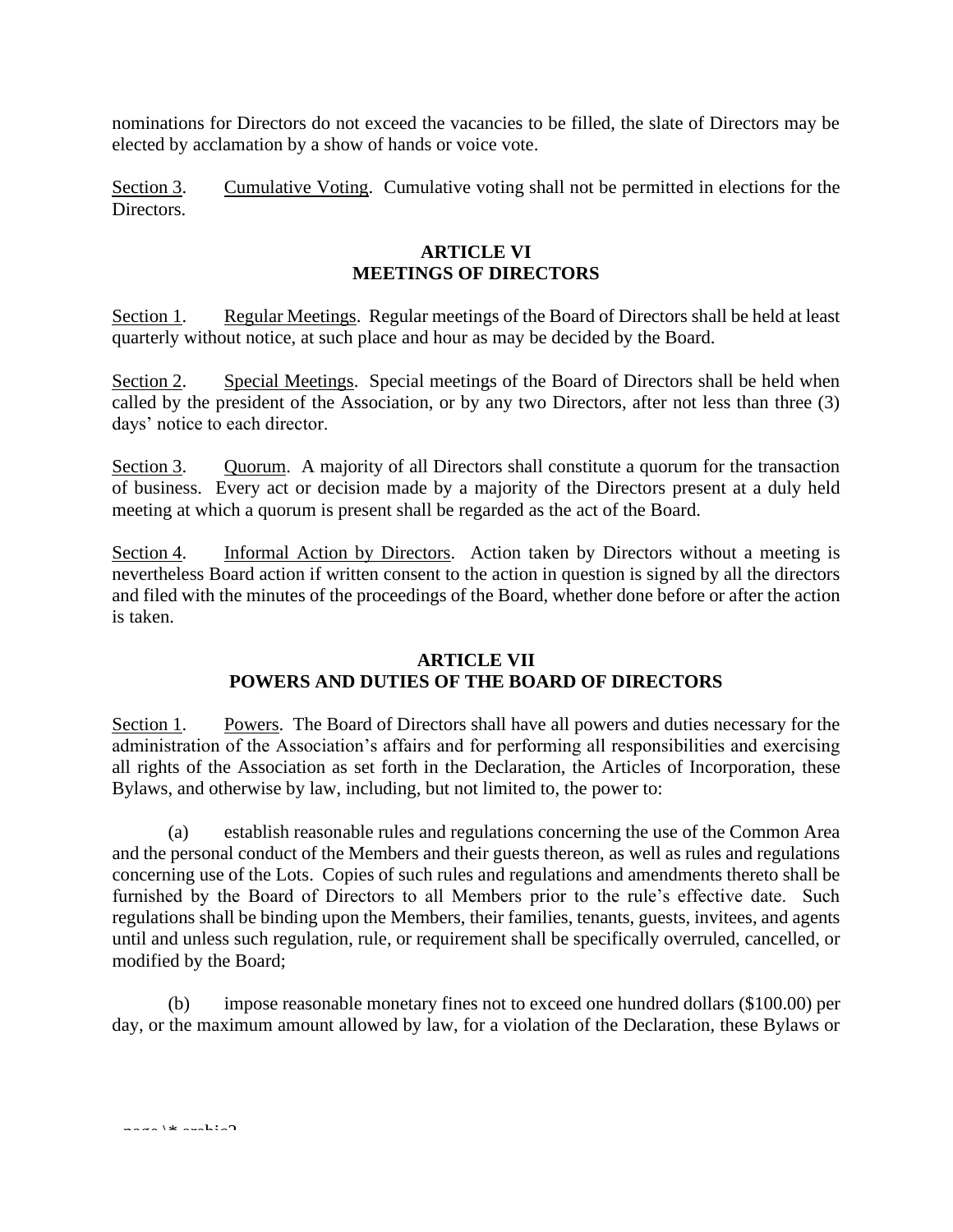nominations for Directors do not exceed the vacancies to be filled, the slate of Directors may be elected by acclamation by a show of hands or voice vote.

Section 3. Cumulative Voting. Cumulative voting shall not be permitted in elections for the Directors.

## ARTICLE VI
## MEETINGS OF DIRECTORS

Section 1. Regular Meetings. Regular meetings of the Board of Directors shall be held at least quarterly without notice, at such place and hour as may be decided by the Board.

Section 2. Special Meetings. Special meetings of the Board of Directors shall be held when called by the president of the Association, or by any two Directors, after not less than three (3) days' notice to each director.

Section 3. Quorum. A majority of all Directors shall constitute a quorum for the transaction of business. Every act or decision made by a majority of the Directors present at a duly held meeting at which a quorum is present shall be regarded as the act of the Board.

Section 4. Informal Action by Directors. Action taken by Directors without a meeting is nevertheless Board action if written consent to the action in question is signed by all the directors and filed with the minutes of the proceedings of the Board, whether done before or after the action is taken.

## ARTICLE VII
## POWERS AND DUTIES OF THE BOARD OF DIRECTORS

Section 1. Powers. The Board of Directors shall have all powers and duties necessary for the administration of the Association's affairs and for performing all responsibilities and exercising all rights of the Association as set forth in the Declaration, the Articles of Incorporation, these Bylaws, and otherwise by law, including, but not limited to, the power to:

(a) establish reasonable rules and regulations concerning the use of the Common Area and the personal conduct of the Members and their guests thereon, as well as rules and regulations concerning use of the Lots. Copies of such rules and regulations and amendments thereto shall be furnished by the Board of Directors to all Members prior to the rule's effective date. Such regulations shall be binding upon the Members, their families, tenants, guests, invitees, and agents until and unless such regulation, rule, or requirement shall be specifically overruled, cancelled, or modified by the Board;

(b) impose reasonable monetary fines not to exceed one hundred dollars ($100.00) per day, or the maximum amount allowed by law, for a violation of the Declaration, these Bylaws or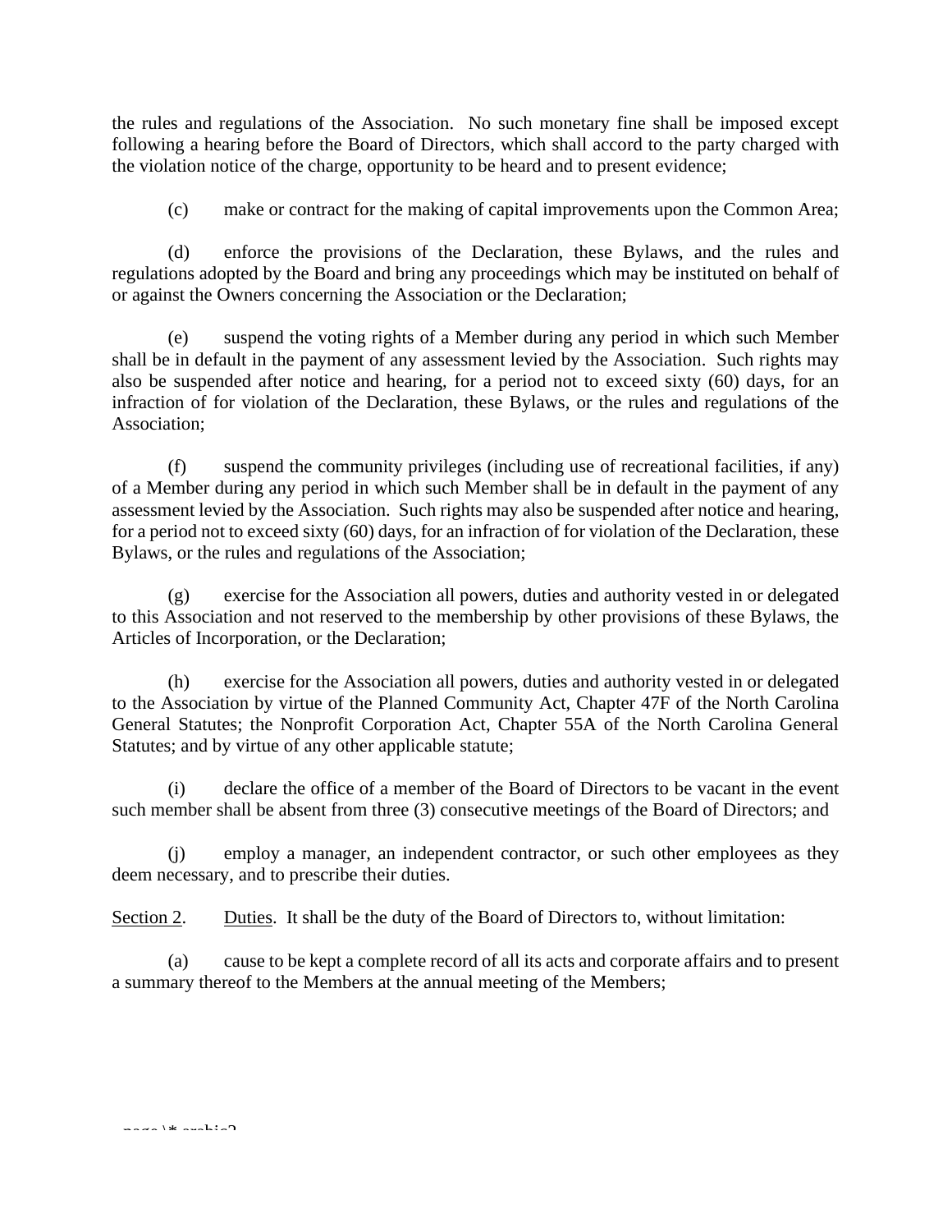the rules and regulations of the Association. No such monetary fine shall be imposed except following a hearing before the Board of Directors, which shall accord to the party charged with the violation notice of the charge, opportunity to be heard and to present evidence;

(c) make or contract for the making of capital improvements upon the Common Area;

(d) enforce the provisions of the Declaration, these Bylaws, and the rules and regulations adopted by the Board and bring any proceedings which may be instituted on behalf of or against the Owners concerning the Association or the Declaration;

(e) suspend the voting rights of a Member during any period in which such Member shall be in default in the payment of any assessment levied by the Association. Such rights may also be suspended after notice and hearing, for a period not to exceed sixty (60) days, for an infraction of for violation of the Declaration, these Bylaws, or the rules and regulations of the Association;

(f) suspend the community privileges (including use of recreational facilities, if any) of a Member during any period in which such Member shall be in default in the payment of any assessment levied by the Association. Such rights may also be suspended after notice and hearing, for a period not to exceed sixty (60) days, for an infraction of for violation of the Declaration, these Bylaws, or the rules and regulations of the Association;

(g) exercise for the Association all powers, duties and authority vested in or delegated to this Association and not reserved to the membership by other provisions of these Bylaws, the Articles of Incorporation, or the Declaration;

(h) exercise for the Association all powers, duties and authority vested in or delegated to the Association by virtue of the Planned Community Act, Chapter 47F of the North Carolina General Statutes; the Nonprofit Corporation Act, Chapter 55A of the North Carolina General Statutes; and by virtue of any other applicable statute;

(i) declare the office of a member of the Board of Directors to be vacant in the event such member shall be absent from three (3) consecutive meetings of the Board of Directors; and

(j) employ a manager, an independent contractor, or such other employees as they deem necessary, and to prescribe their duties.

<u>Section 2</u>. <u>Duties</u>. It shall be the duty of the Board of Directors to, without limitation:

(a) cause to be kept a complete record of all its acts and corporate affairs and to present a summary thereof to the Members at the annual meeting of the Members;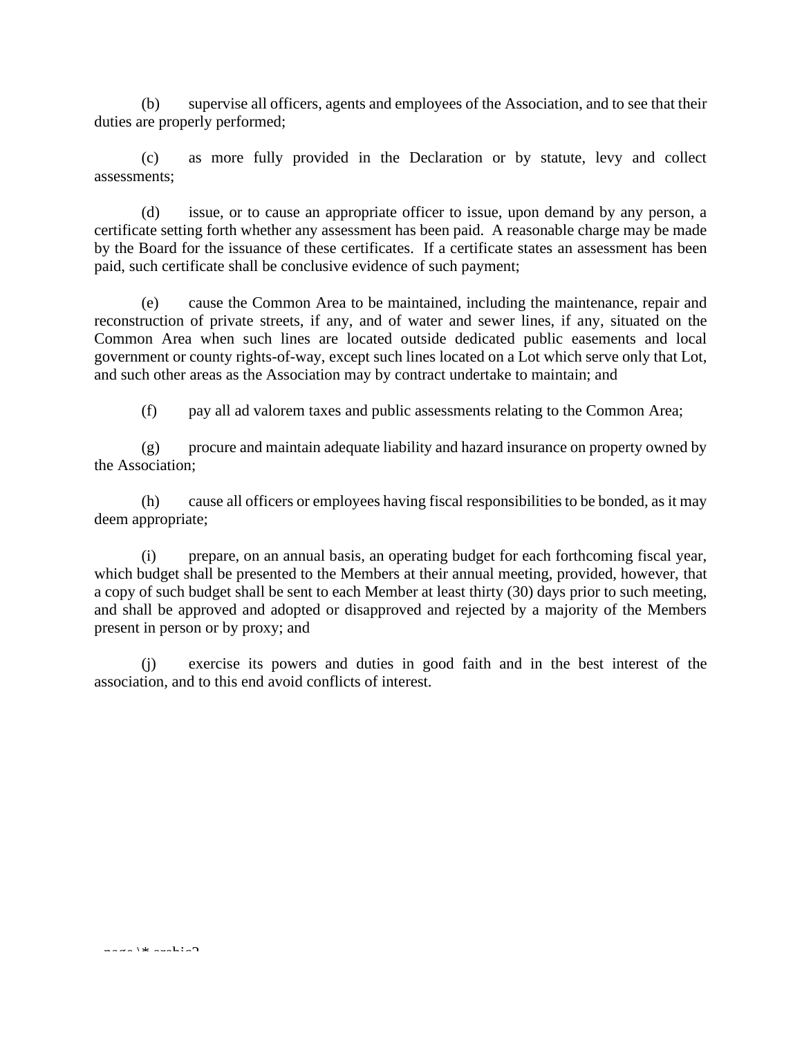(b) supervise all officers, agents and employees of the Association, and to see that their duties are properly performed;

(c) as more fully provided in the Declaration or by statute, levy and collect assessments;

(d) issue, or to cause an appropriate officer to issue, upon demand by any person, a certificate setting forth whether any assessment has been paid. A reasonable charge may be made by the Board for the issuance of these certificates. If a certificate states an assessment has been paid, such certificate shall be conclusive evidence of such payment;

(e) cause the Common Area to be maintained, including the maintenance, repair and reconstruction of private streets, if any, and of water and sewer lines, if any, situated on the Common Area when such lines are located outside dedicated public easements and local government or county rights-of-way, except such lines located on a Lot which serve only that Lot, and such other areas as the Association may by contract undertake to maintain; and

(f) pay all ad valorem taxes and public assessments relating to the Common Area;

(g) procure and maintain adequate liability and hazard insurance on property owned by the Association;

(h) cause all officers or employees having fiscal responsibilities to be bonded, as it may deem appropriate;

(i) prepare, on an annual basis, an operating budget for each forthcoming fiscal year, which budget shall be presented to the Members at their annual meeting, provided, however, that a copy of such budget shall be sent to each Member at least thirty (30) days prior to such meeting, and shall be approved and adopted or disapproved and rejected by a majority of the Members present in person or by proxy; and

(j) exercise its powers and duties in good faith and in the best interest of the association, and to this end avoid conflicts of interest.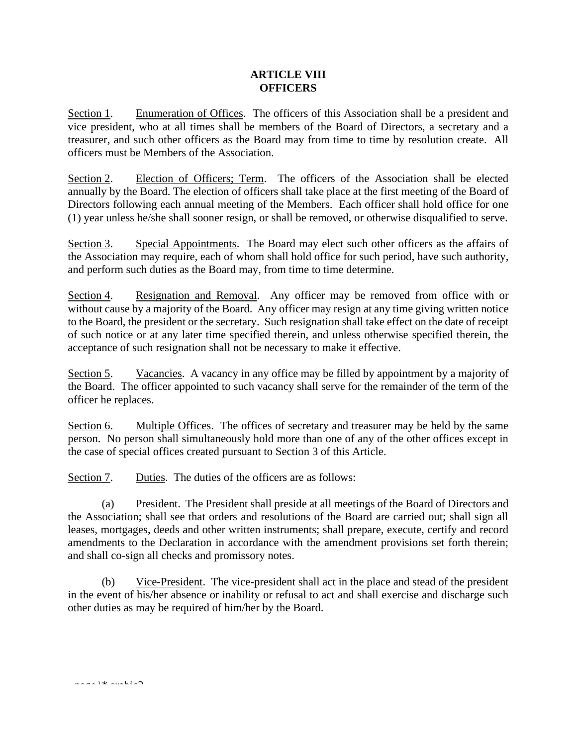## ARTICLE VIII
## OFFICERS

Section 1. Enumeration of Offices. The officers of this Association shall be a president and vice president, who at all times shall be members of the Board of Directors, a secretary and a treasurer, and such other officers as the Board may from time to time by resolution create. All officers must be Members of the Association.

Section 2. Election of Officers; Term. The officers of the Association shall be elected annually by the Board. The election of officers shall take place at the first meeting of the Board of Directors following each annual meeting of the Members. Each officer shall hold office for one (1) year unless he/she shall sooner resign, or shall be removed, or otherwise disqualified to serve.

Section 3. Special Appointments. The Board may elect such other officers as the affairs of the Association may require, each of whom shall hold office for such period, have such authority, and perform such duties as the Board may, from time to time determine.

Section 4. Resignation and Removal. Any officer may be removed from office with or without cause by a majority of the Board. Any officer may resign at any time giving written notice to the Board, the president or the secretary. Such resignation shall take effect on the date of receipt of such notice or at any later time specified therein, and unless otherwise specified therein, the acceptance of such resignation shall not be necessary to make it effective.

Section 5. Vacancies. A vacancy in any office may be filled by appointment by a majority of the Board. The officer appointed to such vacancy shall serve for the remainder of the term of the officer he replaces.

Section 6. Multiple Offices. The offices of secretary and treasurer may be held by the same person. No person shall simultaneously hold more than one of any of the other offices except in the case of special offices created pursuant to Section 3 of this Article.

Section 7. Duties. The duties of the officers are as follows:

(a) President. The President shall preside at all meetings of the Board of Directors and the Association; shall see that orders and resolutions of the Board are carried out; shall sign all leases, mortgages, deeds and other written instruments; shall prepare, execute, certify and record amendments to the Declaration in accordance with the amendment provisions set forth therein; and shall co-sign all checks and promissory notes.

(b) Vice-President. The vice-president shall act in the place and stead of the president in the event of his/her absence or inability or refusal to act and shall exercise and discharge such other duties as may be required of him/her by the Board.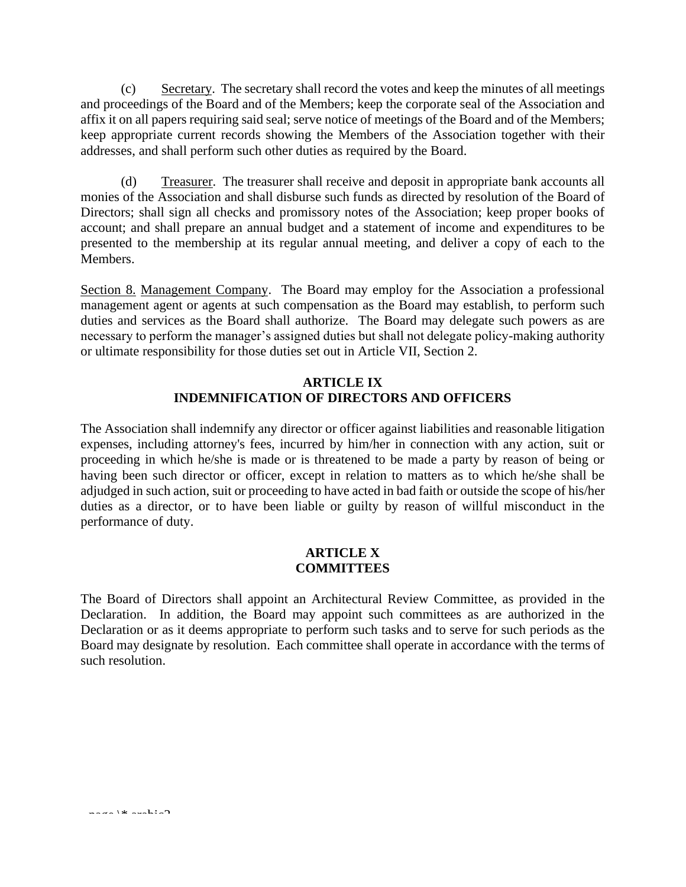(c) Secretary. The secretary shall record the votes and keep the minutes of all meetings and proceedings of the Board and of the Members; keep the corporate seal of the Association and affix it on all papers requiring said seal; serve notice of meetings of the Board and of the Members; keep appropriate current records showing the Members of the Association together with their addresses, and shall perform such other duties as required by the Board.

(d) Treasurer. The treasurer shall receive and deposit in appropriate bank accounts all monies of the Association and shall disburse such funds as directed by resolution of the Board of Directors; shall sign all checks and promissory notes of the Association; keep proper books of account; and shall prepare an annual budget and a statement of income and expenditures to be presented to the membership at its regular annual meeting, and deliver a copy of each to the Members.

Section 8. Management Company. The Board may employ for the Association a professional management agent or agents at such compensation as the Board may establish, to perform such duties and services as the Board shall authorize. The Board may delegate such powers as are necessary to perform the manager's assigned duties but shall not delegate policy-making authority or ultimate responsibility for those duties set out in Article VII, Section 2.

## ARTICLE IX
## INDEMNIFICATION OF DIRECTORS AND OFFICERS

The Association shall indemnify any director or officer against liabilities and reasonable litigation expenses, including attorney's fees, incurred by him/her in connection with any action, suit or proceeding in which he/she is made or is threatened to be made a party by reason of being or having been such director or officer, except in relation to matters as to which he/she shall be adjudged in such action, suit or proceeding to have acted in bad faith or outside the scope of his/her duties as a director, or to have been liable or guilty by reason of willful misconduct in the performance of duty.

## ARTICLE X
## COMMITTEES

The Board of Directors shall appoint an Architectural Review Committee, as provided in the Declaration. In addition, the Board may appoint such committees as are authorized in the Declaration or as it deems appropriate to perform such tasks and to serve for such periods as the Board may designate by resolution. Each committee shall operate in accordance with the terms of such resolution.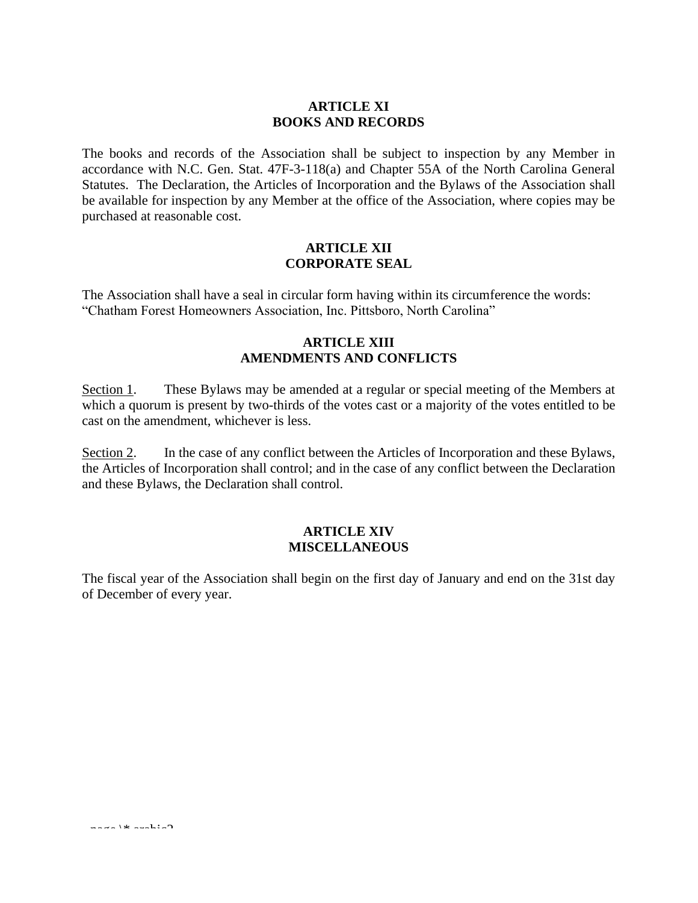## ARTICLE XI
## BOOKS AND RECORDS

The books and records of the Association shall be subject to inspection by any Member in accordance with N.C. Gen. Stat. 47F-3-118(a) and Chapter 55A of the North Carolina General Statutes. The Declaration, the Articles of Incorporation and the Bylaws of the Association shall be available for inspection by any Member at the office of the Association, where copies may be purchased at reasonable cost.

## ARTICLE XII
## CORPORATE SEAL

The Association shall have a seal in circular form having within its circumference the words: "Chatham Forest Homeowners Association, Inc. Pittsboro, North Carolina"

## ARTICLE XIII
## AMENDMENTS AND CONFLICTS

Section 1. These Bylaws may be amended at a regular or special meeting of the Members at which a quorum is present by two-thirds of the votes cast or a majority of the votes entitled to be cast on the amendment, whichever is less.

Section 2. In the case of any conflict between the Articles of Incorporation and these Bylaws, the Articles of Incorporation shall control; and in the case of any conflict between the Declaration and these Bylaws, the Declaration shall control.

## ARTICLE XIV
## MISCELLANEOUS

The fiscal year of the Association shall begin on the first day of January and end on the 31st day of December of every year.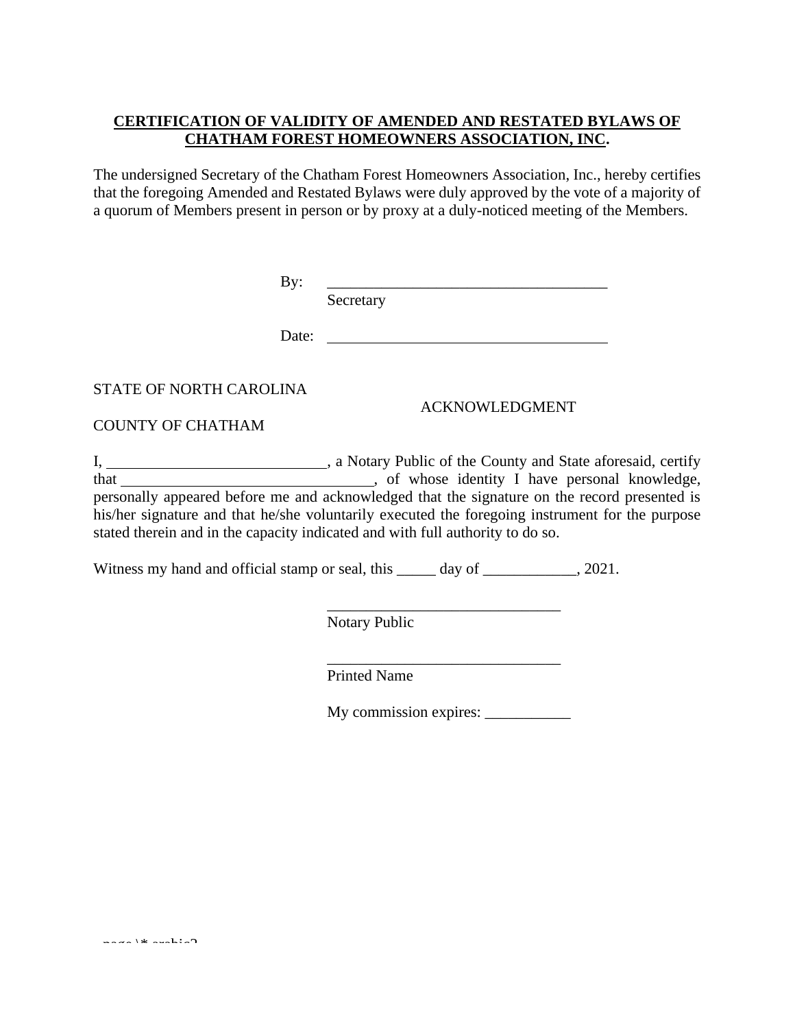**CERTIFICATION OF VALIDITY OF AMENDED AND RESTATED BYLAWS OF CHATHAM FOREST HOMEOWNERS ASSOCIATION, INC.**

The undersigned Secretary of the Chatham Forest Homeowners Association, Inc., hereby certifies that the foregoing Amended and Restated Bylaws were duly approved by the vote of a majority of a quorum of Members present in person or by proxy at a duly-noticed meeting of the Members.

By: ____________________________________
Secretary

Date: ____________________________________

STATE OF NORTH CAROLINA

ACKNOWLEDGMENT

COUNTY OF CHATHAM

I, ____________________________, a Notary Public of the County and State aforesaid, certify that ________________________________, of whose identity I have personal knowledge, personally appeared before me and acknowledged that the signature on the record presented is his/her signature and that he/she voluntarily executed the foregoing instrument for the purpose stated therein and in the capacity indicated and with full authority to do so.

Witness my hand and official stamp or seal, this _____ day of ____________, 2021.

______________________________
Notary Public

______________________________
Printed Name

My commission expires: ___________